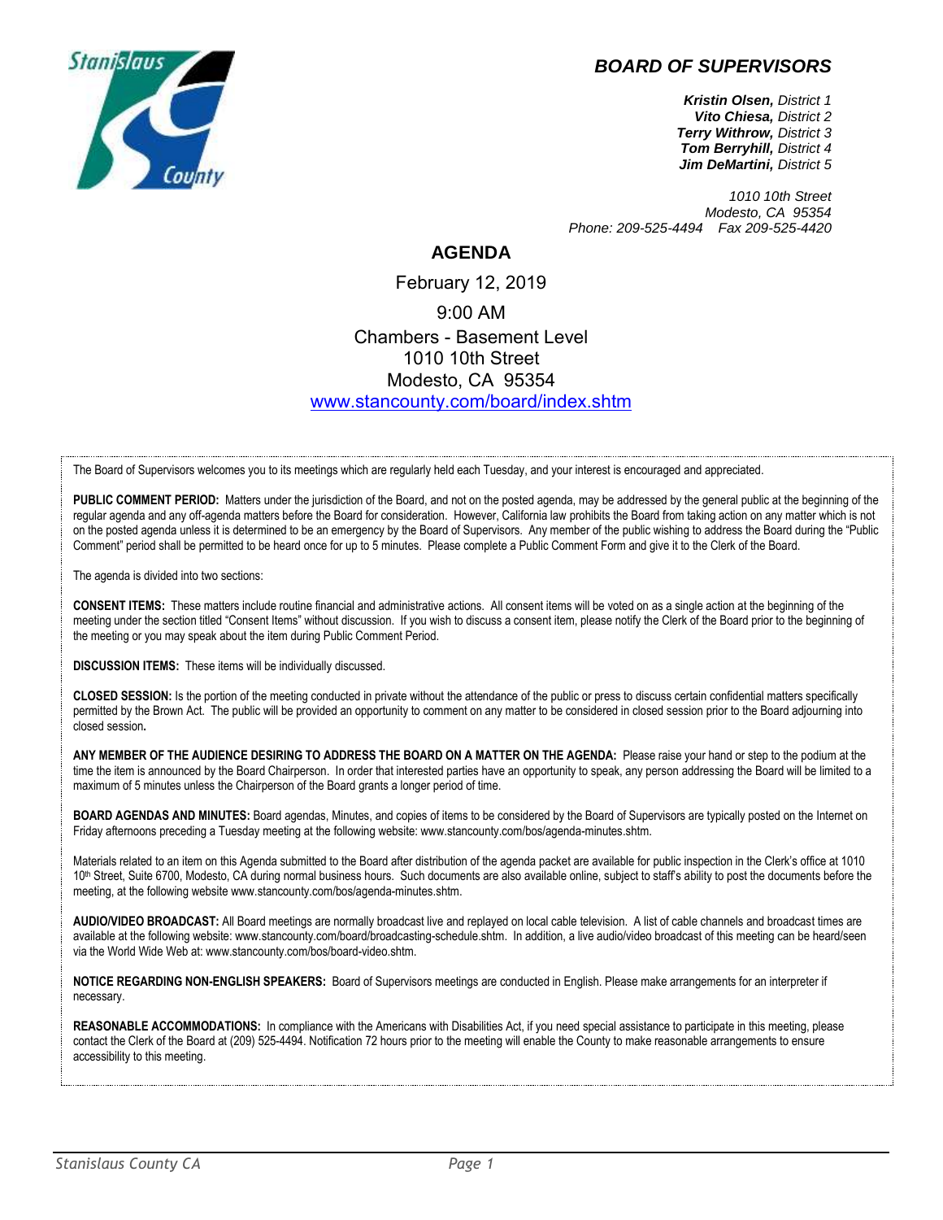## BOARD OF SUPERVISORS

***Kristin Olsen,*** *District 1*
***Vito Chiesa,*** *District 2*
***Terry Withrow,*** *District 3*
***Tom Berryhill,*** *District 4*
***Jim DeMartini,*** *District 5*

*1010 10th Street*
*Modesto, CA 95354*
*Phone: 209-525-4494 Fax 209-525-4420*

# AGENDA

February 12, 2019

9:00 AM

Chambers - Basement Level
1010 10th Street
Modesto, CA 95354
[www.stancounty.com/board/index.shtm](www.stancounty.com/board/index.shtm)

The Board of Supervisors welcomes you to its meetings which are regularly held each Tuesday, and your interest is encouraged and appreciated.

**PUBLIC COMMENT PERIOD:** Matters under the jurisdiction of the Board, and not on the posted agenda, may be addressed by the general public at the beginning of the regular agenda and any off-agenda matters before the Board for consideration. However, California law prohibits the Board from taking action on any matter which is not on the posted agenda unless it is determined to be an emergency by the Board of Supervisors. Any member of the public wishing to address the Board during the "Public Comment" period shall be permitted to be heard once for up to 5 minutes. Please complete a Public Comment Form and give it to the Clerk of the Board.

The agenda is divided into two sections:

**CONSENT ITEMS:** These matters include routine financial and administrative actions. All consent items will be voted on as a single action at the beginning of the meeting under the section titled "Consent Items" without discussion. If you wish to discuss a consent item, please notify the Clerk of the Board prior to the beginning of the meeting or you may speak about the item during Public Comment Period.

**DISCUSSION ITEMS:** These items will be individually discussed.

**CLOSED SESSION:** Is the portion of the meeting conducted in private without the attendance of the public or press to discuss certain confidential matters specifically permitted by the Brown Act. The public will be provided an opportunity to comment on any matter to be considered in closed session prior to the Board adjourning into closed session**.**

**ANY MEMBER OF THE AUDIENCE DESIRING TO ADDRESS THE BOARD ON A MATTER ON THE AGENDA:** Please raise your hand or step to the podium at the time the item is announced by the Board Chairperson. In order that interested parties have an opportunity to speak, any person addressing the Board will be limited to a maximum of 5 minutes unless the Chairperson of the Board grants a longer period of time.

**BOARD AGENDAS AND MINUTES:** Board agendas, Minutes, and copies of items to be considered by the Board of Supervisors are typically posted on the Internet on Friday afternoons preceding a Tuesday meeting at the following website: www.stancounty.com/bos/agenda-minutes.shtm.

Materials related to an item on this Agenda submitted to the Board after distribution of the agenda packet are available for public inspection in the Clerk's office at 1010 10th Street, Suite 6700, Modesto, CA during normal business hours. Such documents are also available online, subject to staff's ability to post the documents before the meeting, at the following website www.stancounty.com/bos/agenda-minutes.shtm.

**AUDIO/VIDEO BROADCAST:** All Board meetings are normally broadcast live and replayed on local cable television. A list of cable channels and broadcast times are available at the following website: www.stancounty.com/board/broadcasting-schedule.shtm. In addition, a live audio/video broadcast of this meeting can be heard/seen via the World Wide Web at: www.stancounty.com/bos/board-video.shtm.

**NOTICE REGARDING NON-ENGLISH SPEAKERS:** Board of Supervisors meetings are conducted in English. Please make arrangements for an interpreter if necessary.

**REASONABLE ACCOMMODATIONS:** In compliance with the Americans with Disabilities Act, if you need special assistance to participate in this meeting, please contact the Clerk of the Board at (209) 525-4494. Notification 72 hours prior to the meeting will enable the County to make reasonable arrangements to ensure accessibility to this meeting.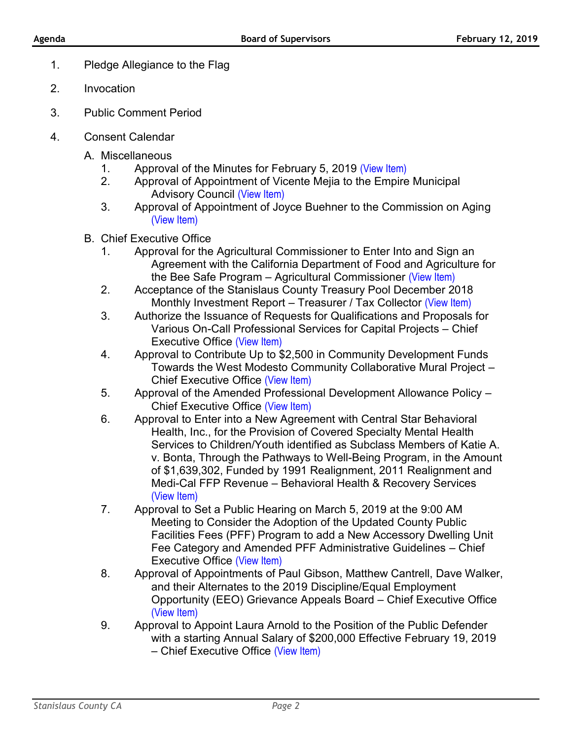1. Pledge Allegiance to the Flag

2. Invocation

3. Public Comment Period

4. Consent Calendar

   A. Miscellaneous

      1. Approval of the Minutes for February 5, 2019 (View Item)
      2. Approval of Appointment of Vicente Mejia to the Empire Municipal Advisory Council (View Item)
      3. Approval of Appointment of Joyce Buehner to the Commission on Aging (View Item)

   B. Chief Executive Office

      1. Approval for the Agricultural Commissioner to Enter Into and Sign an Agreement with the California Department of Food and Agriculture for the Bee Safe Program – Agricultural Commissioner (View Item)
      2. Acceptance of the Stanislaus County Treasury Pool December 2018 Monthly Investment Report – Treasurer / Tax Collector (View Item)
      3. Authorize the Issuance of Requests for Qualifications and Proposals for Various On-Call Professional Services for Capital Projects – Chief Executive Office (View Item)
      4. Approval to Contribute Up to $2,500 in Community Development Funds Towards the West Modesto Community Collaborative Mural Project – Chief Executive Office (View Item)
      5. Approval of the Amended Professional Development Allowance Policy – Chief Executive Office (View Item)
      6. Approval to Enter into a New Agreement with Central Star Behavioral Health, Inc., for the Provision of Covered Specialty Mental Health Services to Children/Youth identified as Subclass Members of Katie A. v. Bonta, Through the Pathways to Well-Being Program, in the Amount of $1,639,302, Funded by 1991 Realignment, 2011 Realignment and Medi-Cal FFP Revenue – Behavioral Health & Recovery Services (View Item)
      7. Approval to Set a Public Hearing on March 5, 2019 at the 9:00 AM Meeting to Consider the Adoption of the Updated County Public Facilities Fees (PFF) Program to add a New Accessory Dwelling Unit Fee Category and Amended PFF Administrative Guidelines – Chief Executive Office (View Item)
      8. Approval of Appointments of Paul Gibson, Matthew Cantrell, Dave Walker, and their Alternates to the 2019 Discipline/Equal Employment Opportunity (EEO) Grievance Appeals Board – Chief Executive Office (View Item)
      9. Approval to Appoint Laura Arnold to the Position of the Public Defender with a starting Annual Salary of $200,000 Effective February 19, 2019 – Chief Executive Office (View Item)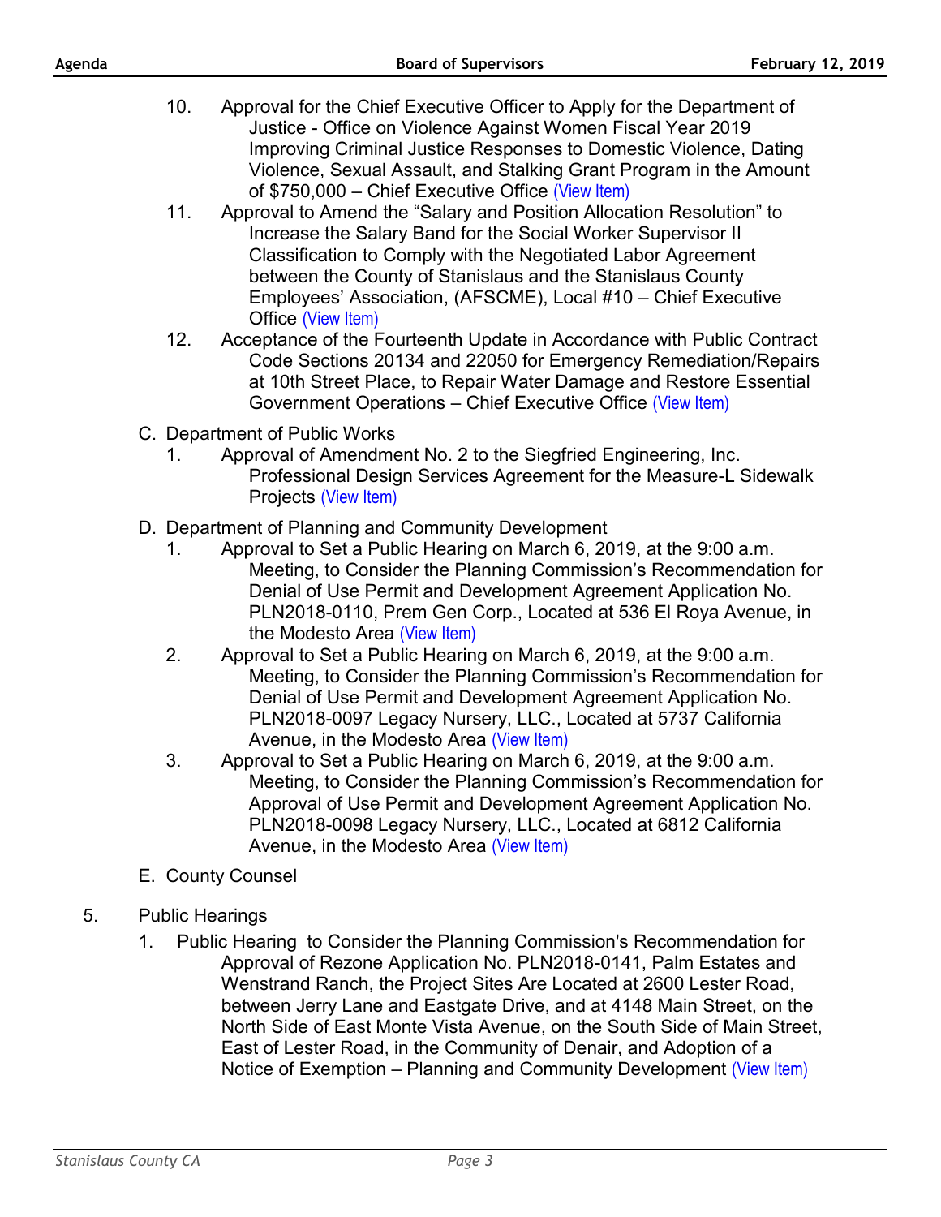10. Approval for the Chief Executive Officer to Apply for the Department of Justice - Office on Violence Against Women Fiscal Year 2019 Improving Criminal Justice Responses to Domestic Violence, Dating Violence, Sexual Assault, and Stalking Grant Program in the Amount of $750,000 – Chief Executive Office (View Item)
11. Approval to Amend the "Salary and Position Allocation Resolution" to Increase the Salary Band for the Social Worker Supervisor II Classification to Comply with the Negotiated Labor Agreement between the County of Stanislaus and the Stanislaus County Employees' Association, (AFSCME), Local #10 – Chief Executive Office (View Item)
12. Acceptance of the Fourteenth Update in Accordance with Public Contract Code Sections 20134 and 22050 for Emergency Remediation/Repairs at 10th Street Place, to Repair Water Damage and Restore Essential Government Operations – Chief Executive Office (View Item)

C. Department of Public Works

1. Approval of Amendment No. 2 to the Siegfried Engineering, Inc. Professional Design Services Agreement for the Measure-L Sidewalk Projects (View Item)

D. Department of Planning and Community Development

1. Approval to Set a Public Hearing on March 6, 2019, at the 9:00 a.m. Meeting, to Consider the Planning Commission's Recommendation for Denial of Use Permit and Development Agreement Application No. PLN2018-0110, Prem Gen Corp., Located at 536 El Roya Avenue, in the Modesto Area (View Item)
2. Approval to Set a Public Hearing on March 6, 2019, at the 9:00 a.m. Meeting, to Consider the Planning Commission's Recommendation for Denial of Use Permit and Development Agreement Application No. PLN2018-0097 Legacy Nursery, LLC., Located at 5737 California Avenue, in the Modesto Area (View Item)
3. Approval to Set a Public Hearing on March 6, 2019, at the 9:00 a.m. Meeting, to Consider the Planning Commission's Recommendation for Approval of Use Permit and Development Agreement Application No. PLN2018-0098 Legacy Nursery, LLC., Located at 6812 California Avenue, in the Modesto Area (View Item)

E. County Counsel

5. Public Hearings

1. Public Hearing to Consider the Planning Commission's Recommendation for Approval of Rezone Application No. PLN2018-0141, Palm Estates and Wenstrand Ranch, the Project Sites Are Located at 2600 Lester Road, between Jerry Lane and Eastgate Drive, and at 4148 Main Street, on the North Side of East Monte Vista Avenue, on the South Side of Main Street, East of Lester Road, in the Community of Denair, and Adoption of a Notice of Exemption – Planning and Community Development (View Item)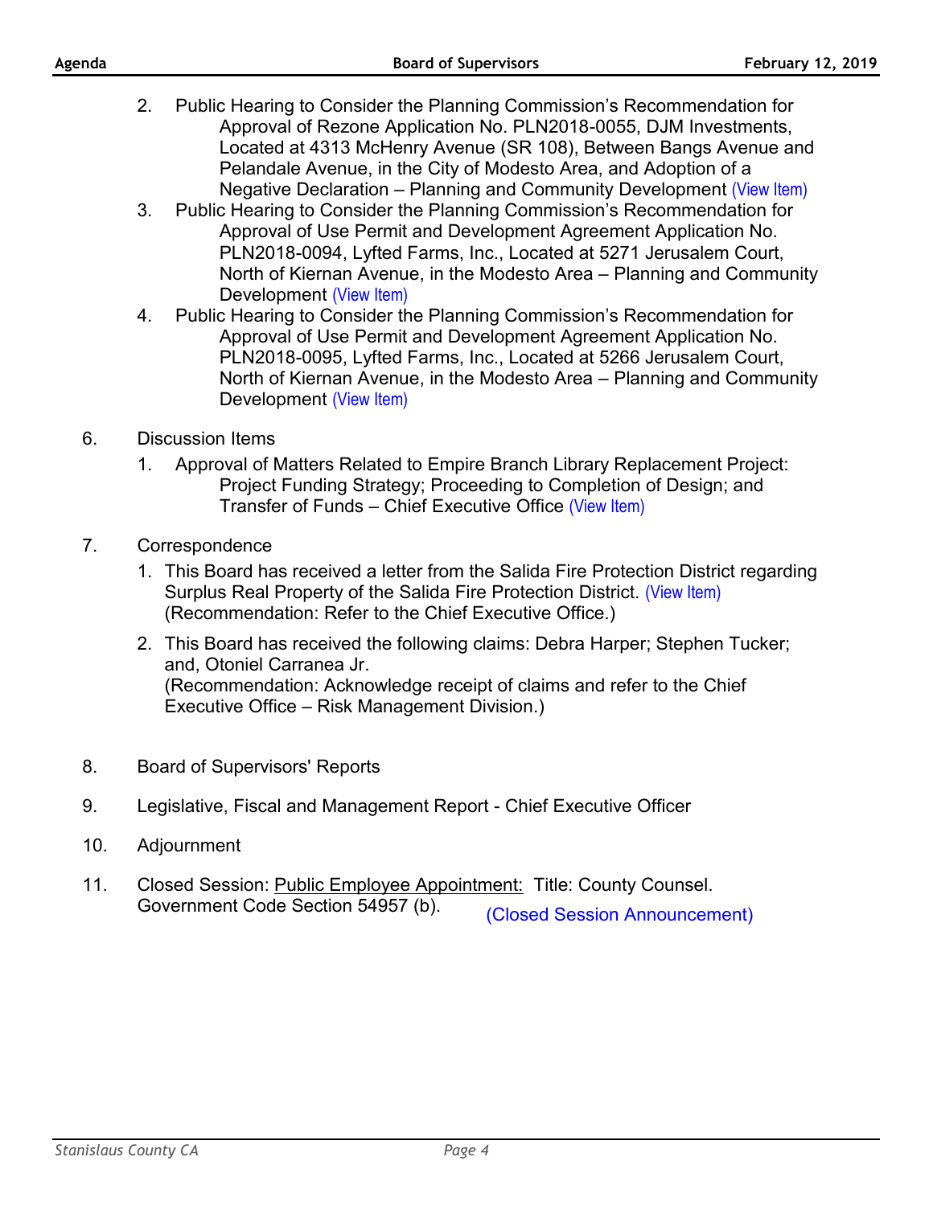2. Public Hearing to Consider the Planning Commission's Recommendation for Approval of Rezone Application No. PLN2018-0055, DJM Investments, Located at 4313 McHenry Avenue (SR 108), Between Bangs Avenue and Pelandale Avenue, in the City of Modesto Area, and Adoption of a Negative Declaration – Planning and Community Development (View Item)
3. Public Hearing to Consider the Planning Commission's Recommendation for Approval of Use Permit and Development Agreement Application No. PLN2018-0094, Lyfted Farms, Inc., Located at 5271 Jerusalem Court, North of Kiernan Avenue, in the Modesto Area – Planning and Community Development (View Item)
4. Public Hearing to Consider the Planning Commission's Recommendation for Approval of Use Permit and Development Agreement Application No. PLN2018-0095, Lyfted Farms, Inc., Located at 5266 Jerusalem Court, North of Kiernan Avenue, in the Modesto Area – Planning and Community Development (View Item)

6. Discussion Items
   1. Approval of Matters Related to Empire Branch Library Replacement Project: Project Funding Strategy; Proceeding to Completion of Design; and Transfer of Funds – Chief Executive Office (View Item)

7. Correspondence
   1. This Board has received a letter from the Salida Fire Protection District regarding Surplus Real Property of the Salida Fire Protection District. (View Item) (Recommendation: Refer to the Chief Executive Office.)
   2. This Board has received the following claims: Debra Harper; Stephen Tucker; and, Otoniel Carranea Jr. (Recommendation: Acknowledge receipt of claims and refer to the Chief Executive Office – Risk Management Division.)

8. Board of Supervisors' Reports

9. Legislative, Fiscal and Management Report - Chief Executive Officer

10. Adjournment

11. Closed Session: Public Employee Appointment: Title: County Counsel. Government Code Section 54957 (b). (Closed Session Announcement)